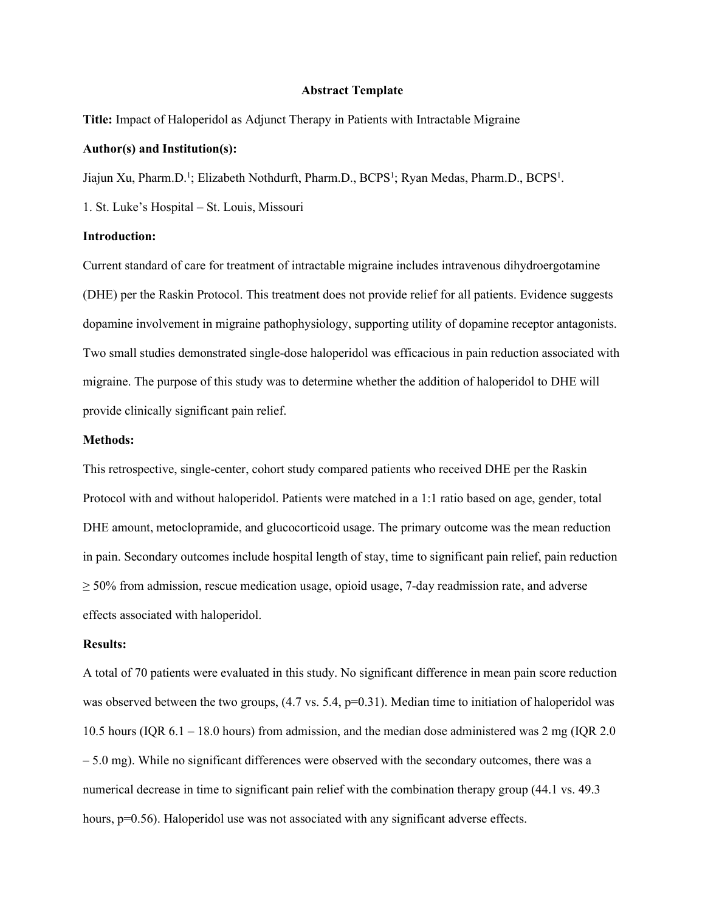# Abstract Template

**Title:** Impact of Haloperidol as Adjunct Therapy in Patients with Intractable Migraine

**Author(s) and Institution(s):**

Jiajun Xu, Pharm.D.[1]; Elizabeth Nothdurft, Pharm.D., BCPS[1]; Ryan Medas, Pharm.D., BCPS[1].

1. St. Luke's Hospital – St. Louis, Missouri

**Introduction:**

Current standard of care for treatment of intractable migraine includes intravenous dihydroergotamine (DHE) per the Raskin Protocol. This treatment does not provide relief for all patients. Evidence suggests dopamine involvement in migraine pathophysiology, supporting utility of dopamine receptor antagonists. Two small studies demonstrated single-dose haloperidol was efficacious in pain reduction associated with migraine. The purpose of this study was to determine whether the addition of haloperidol to DHE will provide clinically significant pain relief.

**Methods:**

This retrospective, single-center, cohort study compared patients who received DHE per the Raskin Protocol with and without haloperidol. Patients were matched in a 1:1 ratio based on age, gender, total DHE amount, metoclopramide, and glucocorticoid usage. The primary outcome was the mean reduction in pain. Secondary outcomes include hospital length of stay, time to significant pain relief, pain reduction ≥ 50% from admission, rescue medication usage, opioid usage, 7-day readmission rate, and adverse effects associated with haloperidol.

**Results:**

A total of 70 patients were evaluated in this study. No significant difference in mean pain score reduction was observed between the two groups, (4.7 vs. 5.4, p=0.31). Median time to initiation of haloperidol was 10.5 hours (IQR 6.1 – 18.0 hours) from admission, and the median dose administered was 2 mg (IQR 2.0 – 5.0 mg). While no significant differences were observed with the secondary outcomes, there was a numerical decrease in time to significant pain relief with the combination therapy group (44.1 vs. 49.3 hours, p=0.56). Haloperidol use was not associated with any significant adverse effects.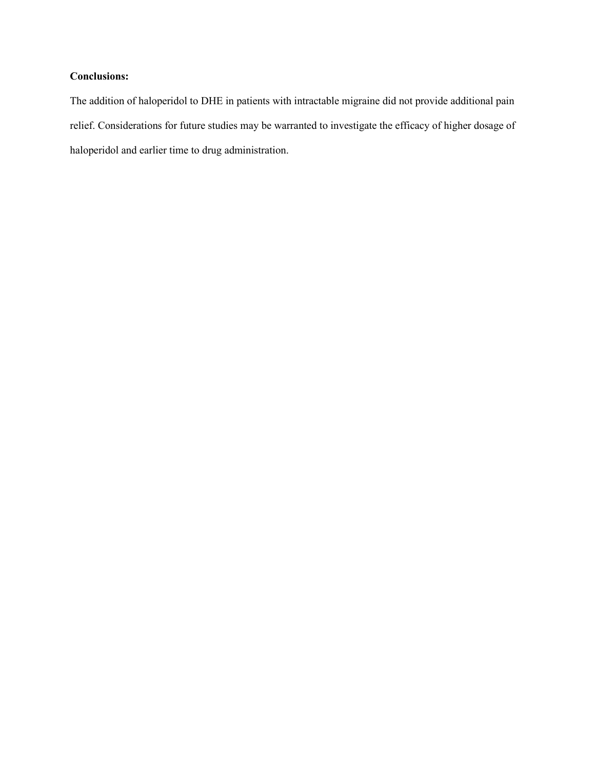**Conclusions:**

The addition of haloperidol to DHE in patients with intractable migraine did not provide additional pain relief. Considerations for future studies may be warranted to investigate the efficacy of higher dosage of haloperidol and earlier time to drug administration.